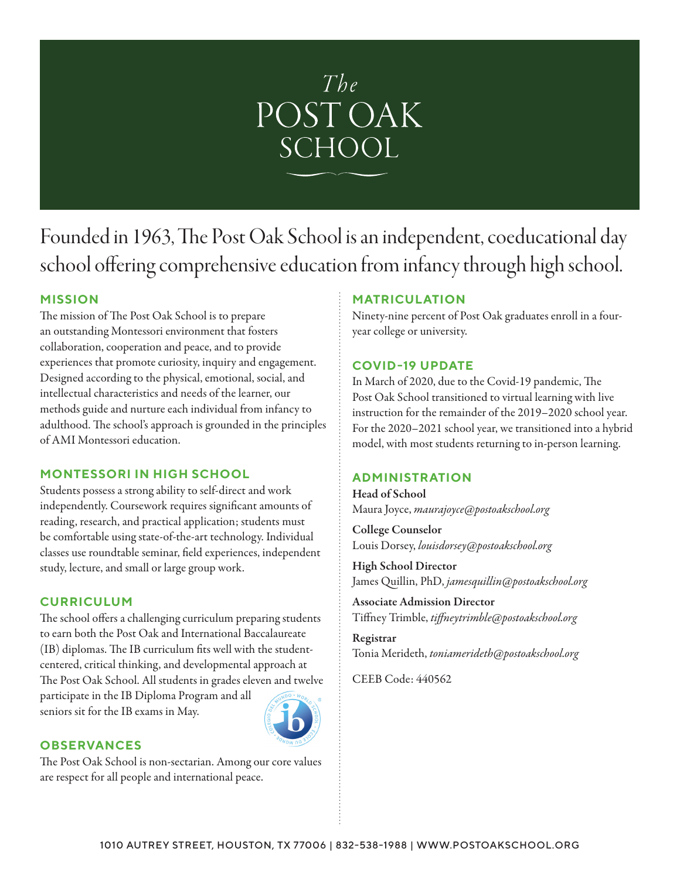# The POST OAK SCHOOL

Founded in 1963, The Post Oak School is an independent, coeducational day school offering comprehensive education from infancy through high school.

## MISSION

The mission of The Post Oak School is to prepare an outstanding Montessori environment that fosters collaboration, cooperation and peace, and to provide experiences that promote curiosity, inquiry and engagement. Designed according to the physical, emotional, social, and intellectual characteristics and needs of the learner, our methods guide and nurture each individual from infancy to adulthood. The school's approach is grounded in the principles of AMI Montessori education.

## MONTESSORI IN HIGH SCHOOL

Students possess a strong ability to self-direct and work independently. Coursework requires significant amounts of reading, research, and practical application; students must be comfortable using state-of-the-art technology. Individual classes use roundtable seminar, field experiences, independent study, lecture, and small or large group work.

## CURRICULUM

The school offers a challenging curriculum preparing students to earn both the Post Oak and International Baccalaureate (IB) diplomas. The IB curriculum fits well with the student-centered, critical thinking, and developmental approach at The Post Oak School. All students in grades eleven and twelve participate in the IB Diploma Program and all seniors sit for the IB exams in May.

## OBSERVANCES

The Post Oak School is non-sectarian. Among our core values are respect for all people and international peace.

## MATRICULATION

Ninety-nine percent of Post Oak graduates enroll in a four-year college or university.

## COVID-19 UPDATE

In March of 2020, due to the Covid-19 pandemic, The Post Oak School transitioned to virtual learning with live instruction for the remainder of the 2019–2020 school year. For the 2020–2021 school year, we transitioned into a hybrid model, with most students returning to in-person learning.

## ADMINISTRATION

**Head of School**
Maura Joyce, *maurajoyce@postoakschool.org*

**College Counselor**
Louis Dorsey, *louisdorsey@postoakschool.org*

**High School Director**
James Quillin, PhD, *jamesquillin@postoakschool.org*

**Associate Admission Director**
Tiffney Trimble, *tiffneytrimble@postoakschool.org*

**Registrar**
Tonia Merideth, *toniamerideth@postoakschool.org*

CEEB Code: 440562

1010 AUTREY STREET, HOUSTON, TX 77006 | 832-538-1988 | WWW.POSTOAKSCHOOL.ORG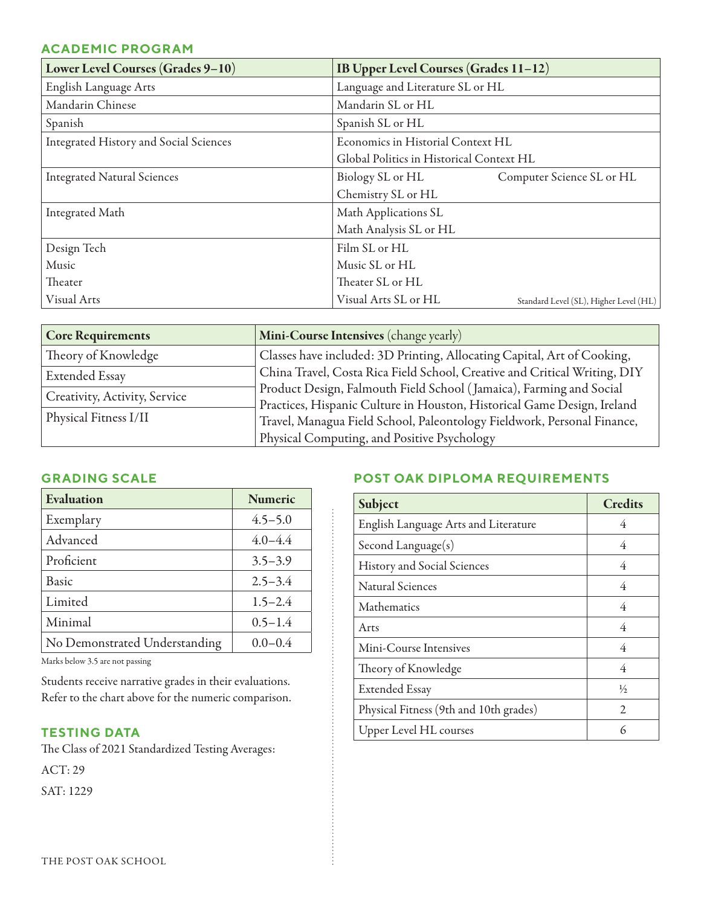## ACADEMIC PROGRAM

| Lower Level Courses (Grades 9–10) | IB Upper Level Courses (Grades 11–12) |
|---|---|
| English Language Arts | Language and Literature SL or HL |
| Mandarin Chinese | Mandarin SL or HL |
| Spanish | Spanish SL or HL |
| Integrated History and Social Sciences | Economics in Historial Context HL<br>Global Politics in Historical Context HL |
| Integrated Natural Sciences | Biology SL or HL<br>Chemistry SL or HL<br>Computer Science SL or HL |
| Integrated Math | Math Applications SL<br>Math Analysis SL or HL |
| Design Tech | Film SL or HL |
| Music | Music SL or HL |
| Theater | Theater SL or HL |
| Visual Arts | Visual Arts SL or HL |

Standard Level (SL), Higher Level (HL)

| Core Requirements | Mini-Course Intensives (change yearly) |
|---|---|
| Theory of Knowledge<br>Extended Essay<br>Creativity, Activity, Service<br>Physical Fitness I/II | Classes have included: 3D Printing, Allocating Capital, Art of Cooking, China Travel, Costa Rica Field School, Creative and Critical Writing, DIY Product Design, Falmouth Field School (Jamaica), Farming and Social Practices, Hispanic Culture in Houston, Historical Game Design, Ireland Travel, Managua Field School, Paleontology Fieldwork, Personal Finance, Physical Computing, and Positive Psychology |

## GRADING SCALE

| Evaluation | Numeric |
|---|---|
| Exemplary | 4.5–5.0 |
| Advanced | 4.0–4.4 |
| Proficient | 3.5–3.9 |
| Basic | 2.5–3.4 |
| Limited | 1.5–2.4 |
| Minimal | 0.5–1.4 |
| No Demonstrated Understanding | 0.0–0.4 |

Marks below 3.5 are not passing

Students receive narrative grades in their evaluations. Refer to the chart above for the numeric comparison.

## TESTING DATA

The Class of 2021 Standardized Testing Averages:

ACT: 29

SAT: 1229

## POST OAK DIPLOMA REQUIREMENTS

| Subject | Credits |
|---|---|
| English Language Arts and Literature | 4 |
| Second Language(s) | 4 |
| History and Social Sciences | 4 |
| Natural Sciences | 4 |
| Mathematics | 4 |
| Arts | 4 |
| Mini-Course Intensives | 4 |
| Theory of Knowledge | 4 |
| Extended Essay | ½ |
| Physical Fitness (9th and 10th grades) | 2 |
| Upper Level HL courses | 6 |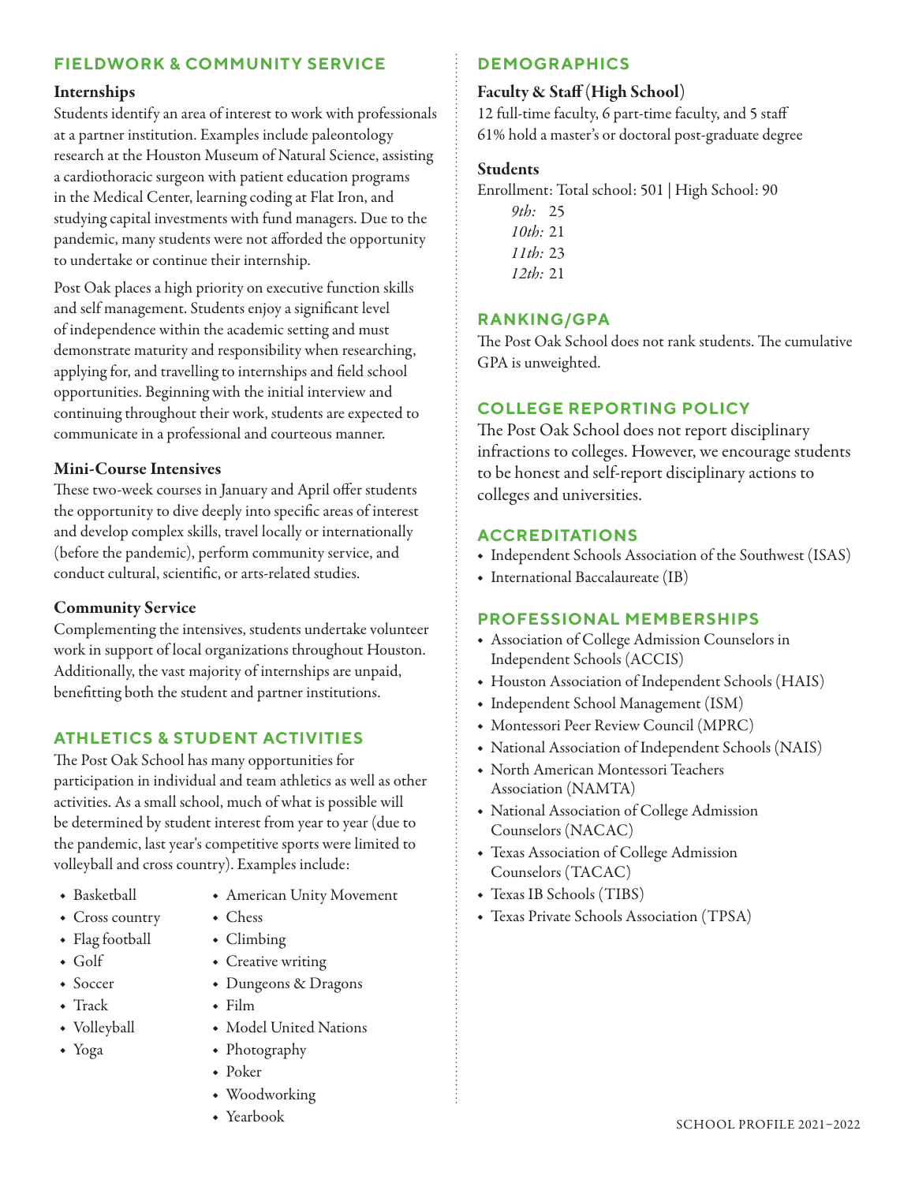## FIELDWORK & COMMUNITY SERVICE

### Internships

Students identify an area of interest to work with professionals at a partner institution. Examples include paleontology research at the Houston Museum of Natural Science, assisting a cardiothoracic surgeon with patient education programs in the Medical Center, learning coding at Flat Iron, and studying capital investments with fund managers. Due to the pandemic, many students were not afforded the opportunity to undertake or continue their internship.

Post Oak places a high priority on executive function skills and self management. Students enjoy a significant level of independence within the academic setting and must demonstrate maturity and responsibility when researching, applying for, and travelling to internships and field school opportunities. Beginning with the initial interview and continuing throughout their work, students are expected to communicate in a professional and courteous manner.

### Mini-Course Intensives

These two-week courses in January and April offer students the opportunity to dive deeply into specific areas of interest and develop complex skills, travel locally or internationally (before the pandemic), perform community service, and conduct cultural, scientific, or arts-related studies.

### Community Service

Complementing the intensives, students undertake volunteer work in support of local organizations throughout Houston. Additionally, the vast majority of internships are unpaid, benefitting both the student and partner institutions.

## ATHLETICS & STUDENT ACTIVITIES

The Post Oak School has many opportunities for participation in individual and team athletics as well as other activities. As a small school, much of what is possible will be determined by student interest from year to year (due to the pandemic, last year's competitive sports were limited to volleyball and cross country). Examples include:

- Basketball
- Cross country
- Flag football
- Golf
- Soccer
- Track
- Volleyball
- Yoga

- American Unity Movement
- Chess
- Climbing
- Creative writing
- Dungeons & Dragons
- Film
- Model United Nations
- Photography
- Poker
- Woodworking
- Yearbook

## DEMOGRAPHICS

### Faculty & Staff (High School)

12 full-time faculty, 6 part-time faculty, and 5 staff
61% hold a master's or doctoral post-graduate degree

### Students

Enrollment: Total school: 501 | High School: 90

*9th:* 25
*10th:* 21
*11th:* 23
*12th:* 21

## RANKING/GPA

The Post Oak School does not rank students. The cumulative GPA is unweighted.

## COLLEGE REPORTING POLICY

The Post Oak School does not report disciplinary infractions to colleges. However, we encourage students to be honest and self-report disciplinary actions to colleges and universities.

## ACCREDITATIONS

- Independent Schools Association of the Southwest (ISAS)
- International Baccalaureate (IB)

## PROFESSIONAL MEMBERSHIPS

- Association of College Admission Counselors in Independent Schools (ACCIS)
- Houston Association of Independent Schools (HAIS)
- Independent School Management (ISM)
- Montessori Peer Review Council (MPRC)
- National Association of Independent Schools (NAIS)
- North American Montessori Teachers Association (NAMTA)
- National Association of College Admission Counselors (NACAC)
- Texas Association of College Admission Counselors (TACAC)
- Texas IB Schools (TIBS)
- Texas Private Schools Association (TPSA)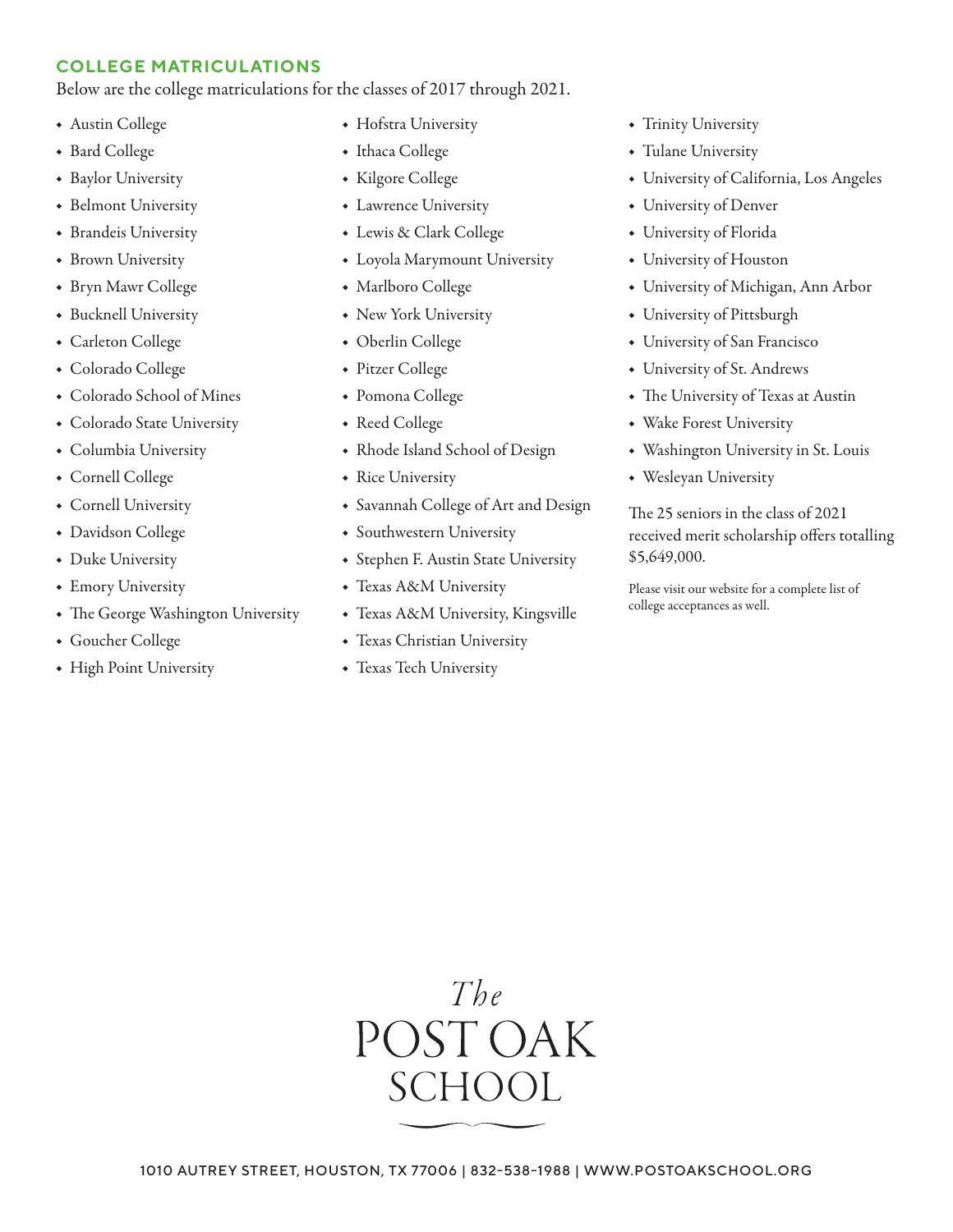## COLLEGE MATRICULATIONS

Below are the college matriculations for the classes of 2017 through 2021.

- Austin College
- Bard College
- Baylor University
- Belmont University
- Brandeis University
- Brown University
- Bryn Mawr College
- Bucknell University
- Carleton College
- Colorado College
- Colorado School of Mines
- Colorado State University
- Columbia University
- Cornell College
- Cornell University
- Davidson College
- Duke University
- Emory University
- The George Washington University
- Goucher College
- High Point University
- Hofstra University
- Ithaca College
- Kilgore College
- Lawrence University
- Lewis & Clark College
- Loyola Marymount University
- Marlboro College
- New York University
- Oberlin College
- Pitzer College
- Pomona College
- Reed College
- Rhode Island School of Design
- Rice University
- Savannah College of Art and Design
- Southwestern University
- Stephen F. Austin State University
- Texas A&M University
- Texas A&M University, Kingsville
- Texas Christian University
- Texas Tech University
- Trinity University
- Tulane University
- University of California, Los Angeles
- University of Denver
- University of Florida
- University of Houston
- University of Michigan, Ann Arbor
- University of Pittsburgh
- University of San Francisco
- University of St. Andrews
- The University of Texas at Austin
- Wake Forest University
- Washington University in St. Louis
- Wesleyan University

The 25 seniors in the class of 2021 received merit scholarship offers totalling $5,649,000.

Please visit our website for a complete list of college acceptances as well.

*The*
POST OAK
SCHOOL

1010 AUTREY STREET, HOUSTON, TX 77006 | 832-538-1988 | WWW.POSTOAKSCHOOL.ORG